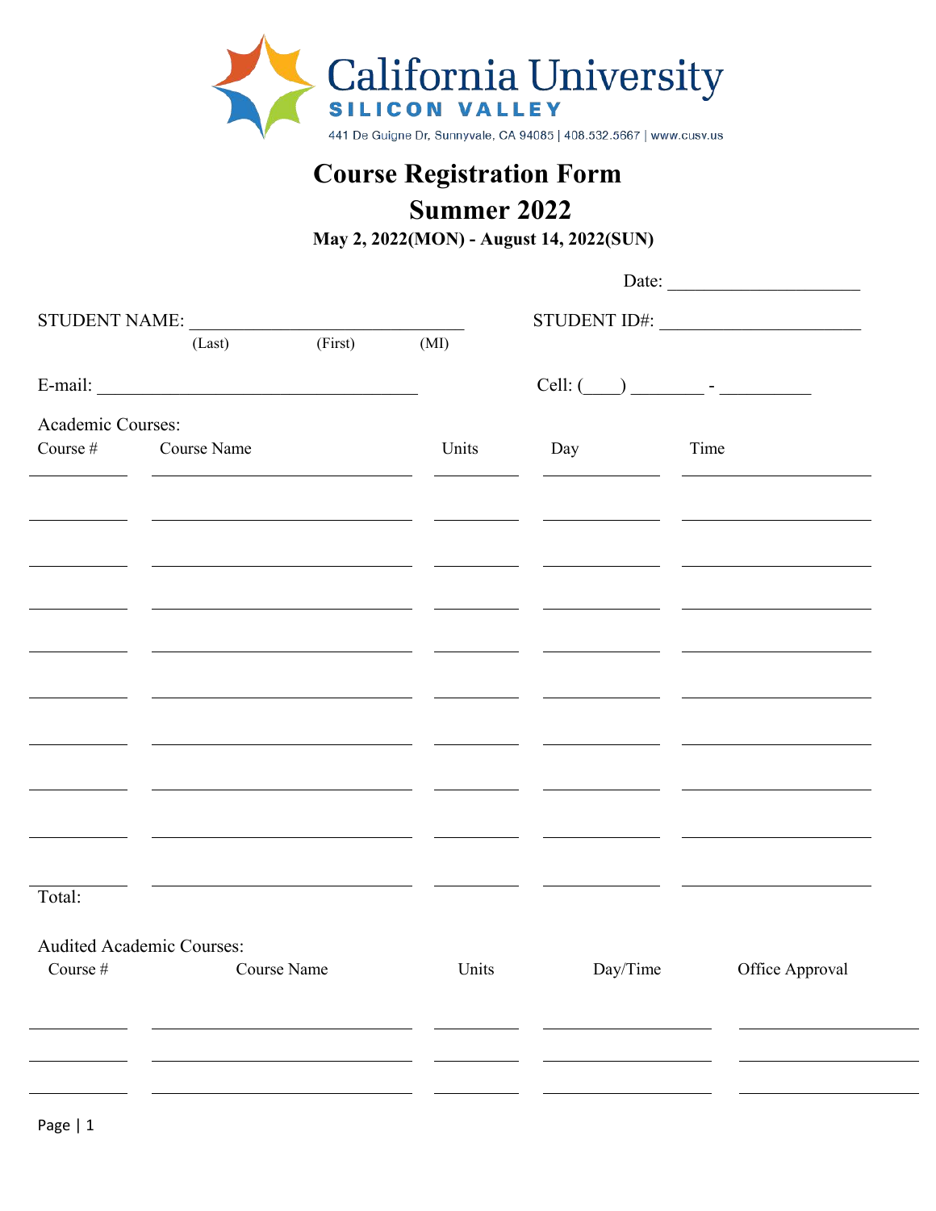California University
SILICON VALLEY
441 De Guigne Dr, Sunnyvale, CA 94085 | 408.532.5667 | www.cusv.us

# Course Registration Form
## Summer 2022
**May 2, 2022(MON) - August 14, 2022(SUN)**

Date: ____________________

STUDENT NAME: ____________________________ STUDENT ID#: ____________________
(Last) (First) (MI)

E-mail: ________________________________ Cell: (____) ________ - __________

Academic Courses:

| Course # | Course Name | Units | Day | Time |
|---|---|---|---|---|
| | | | | |
| | | | | |
| | | | | |
| | | | | |
| | | | | |
| | | | | |
| | | | | |
| | | | | |
| | | | | |
| | | | | |

Total:

Audited Academic Courses:

| Course # | Course Name | Units | Day/Time | Office Approval |
|---|---|---|---|---|
| | | | | |
| | | | | |
| | | | | |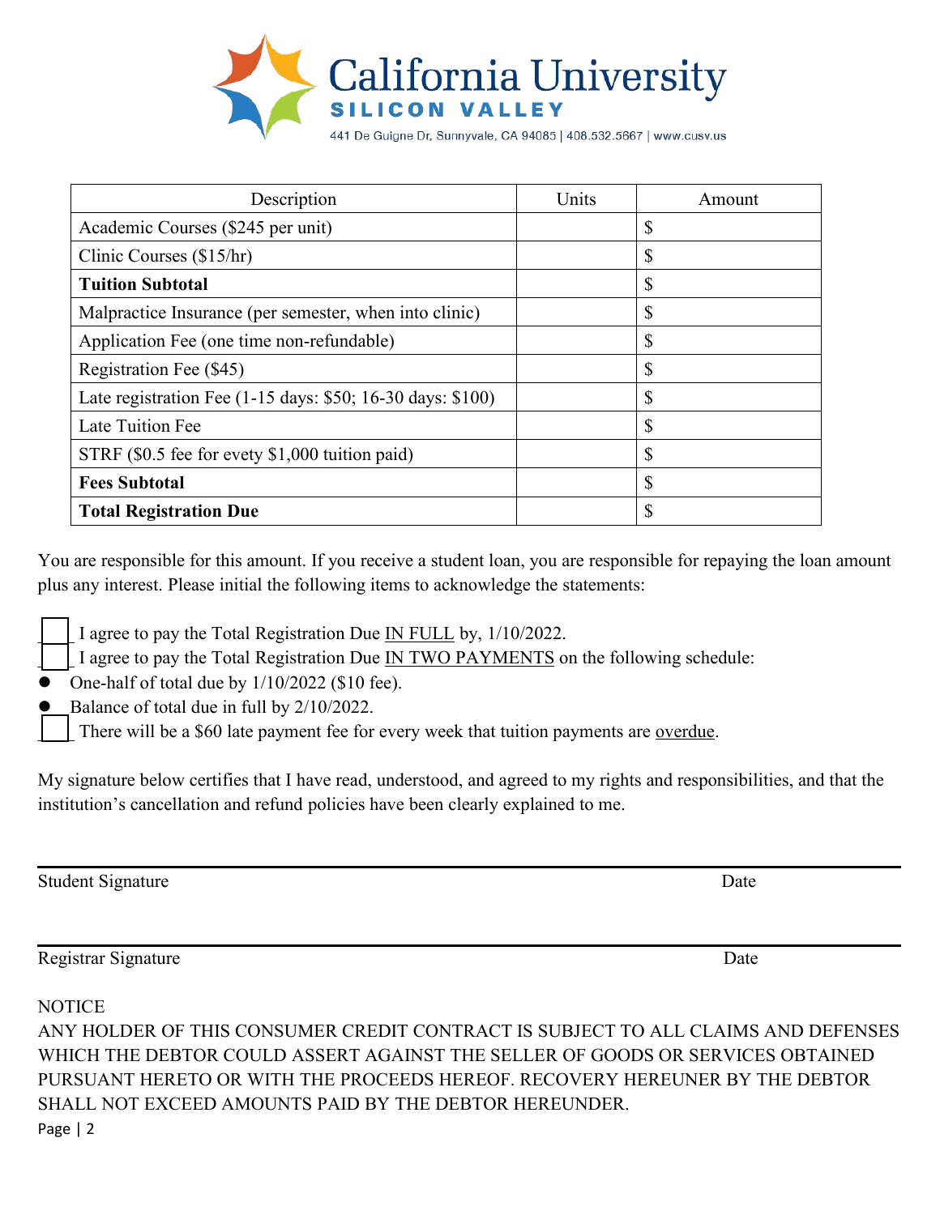California University
SILICON VALLEY
441 De Guigne Dr, Sunnyvale, CA 94085 | 408.532.5667 | www.cusv.us

| Description | Units | Amount |
| --- | --- | --- |
| Academic Courses ($245 per unit) | | $ |
| Clinic Courses ($15/hr) | | $ |
| **Tuition Subtotal** | | $ |
| Malpractice Insurance (per semester, when into clinic) | | $ |
| Application Fee (one time non-refundable) | | $ |
| Registration Fee ($45) | | $ |
| Late registration Fee (1-15 days: $50; 16-30 days: $100) | | $ |
| Late Tuition Fee | | $ |
| STRF ($0.5 fee for evety $1,000 tuition paid) | | $ |
| **Fees Subtotal** | | $ |
| **Total Registration Due** | | $ |

You are responsible for this amount. If you receive a student loan, you are responsible for repaying the loan amount plus any interest. Please initial the following items to acknowledge the statements:

☐ I agree to pay the Total Registration Due IN FULL by, 1/10/2022.

☐ I agree to pay the Total Registration Due IN TWO PAYMENTS on the following schedule:

- One-half of total due by 1/10/2022 ($10 fee).
- Balance of total due in full by 2/10/2022.

☐ There will be a $60 late payment fee for every week that tuition payments are overdue.

My signature below certifies that I have read, understood, and agreed to my rights and responsibilities, and that the institution's cancellation and refund policies have been clearly explained to me.

Student Signature Date

Registrar Signature Date

NOTICE

ANY HOLDER OF THIS CONSUMER CREDIT CONTRACT IS SUBJECT TO ALL CLAIMS AND DEFENSES WHICH THE DEBTOR COULD ASSERT AGAINST THE SELLER OF GOODS OR SERVICES OBTAINED PURSUANT HERETO OR WITH THE PROCEEDS HEREOF. RECOVERY HEREUNER BY THE DEBTOR SHALL NOT EXCEED AMOUNTS PAID BY THE DEBTOR HEREUNDER.